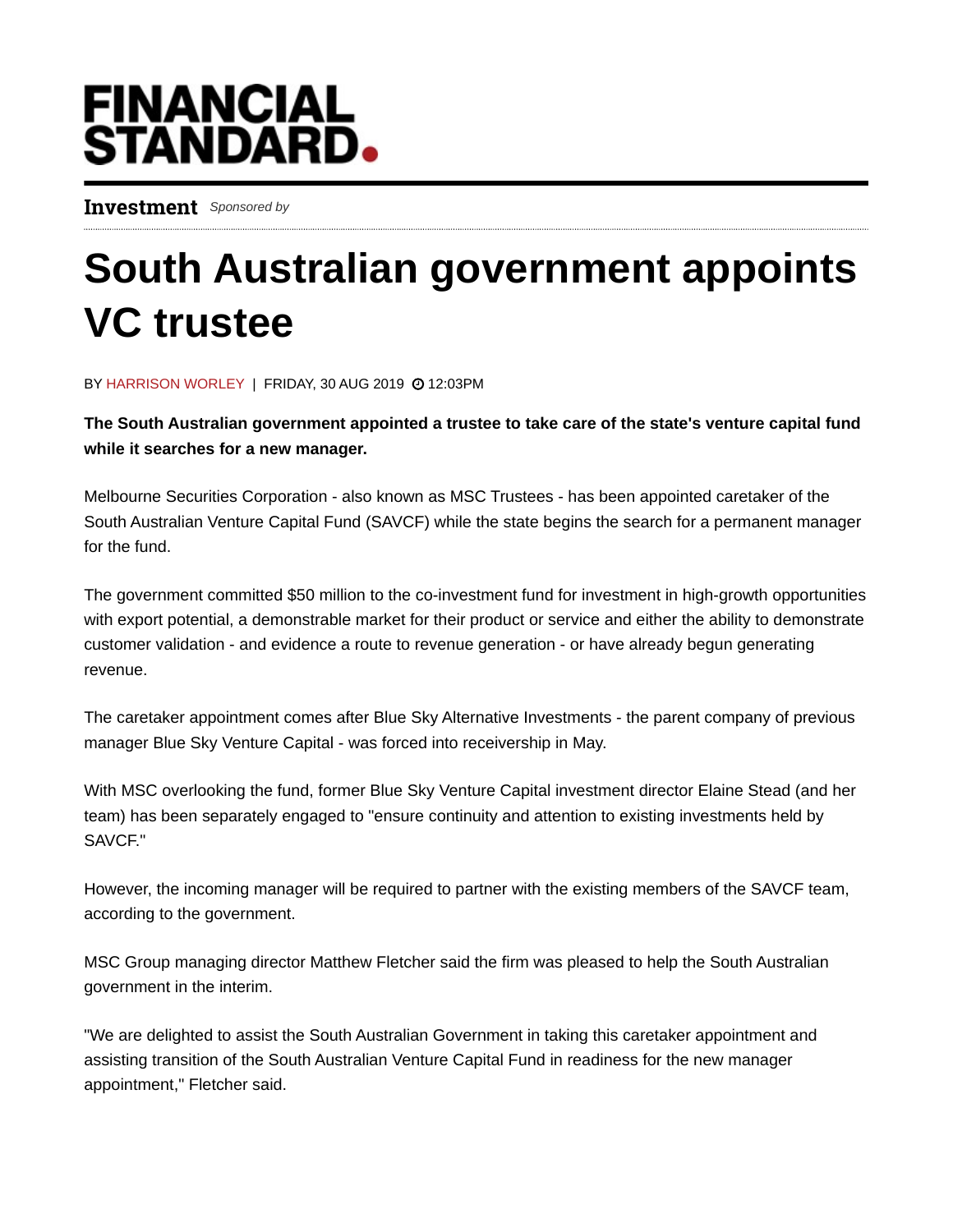FINANCIAL STANDARD.

**Investment** *Sponsored by*

# South Australian government appoints VC trustee

BY HARRISON WORLEY | FRIDAY, 30 AUG 2019 12:03PM

**The South Australian government appointed a trustee to take care of the state's venture capital fund while it searches for a new manager.**

Melbourne Securities Corporation - also known as MSC Trustees - has been appointed caretaker of the South Australian Venture Capital Fund (SAVCF) while the state begins the search for a permanent manager for the fund.

The government committed $50 million to the co-investment fund for investment in high-growth opportunities with export potential, a demonstrable market for their product or service and either the ability to demonstrate customer validation - and evidence a route to revenue generation - or have already begun generating revenue.

The caretaker appointment comes after Blue Sky Alternative Investments - the parent company of previous manager Blue Sky Venture Capital - was forced into receivership in May.

With MSC overlooking the fund, former Blue Sky Venture Capital investment director Elaine Stead (and her team) has been separately engaged to "ensure continuity and attention to existing investments held by SAVCF."

However, the incoming manager will be required to partner with the existing members of the SAVCF team, according to the government.

MSC Group managing director Matthew Fletcher said the firm was pleased to help the South Australian government in the interim.

"We are delighted to assist the South Australian Government in taking this caretaker appointment and assisting transition of the South Australian Venture Capital Fund in readiness for the new manager appointment," Fletcher said.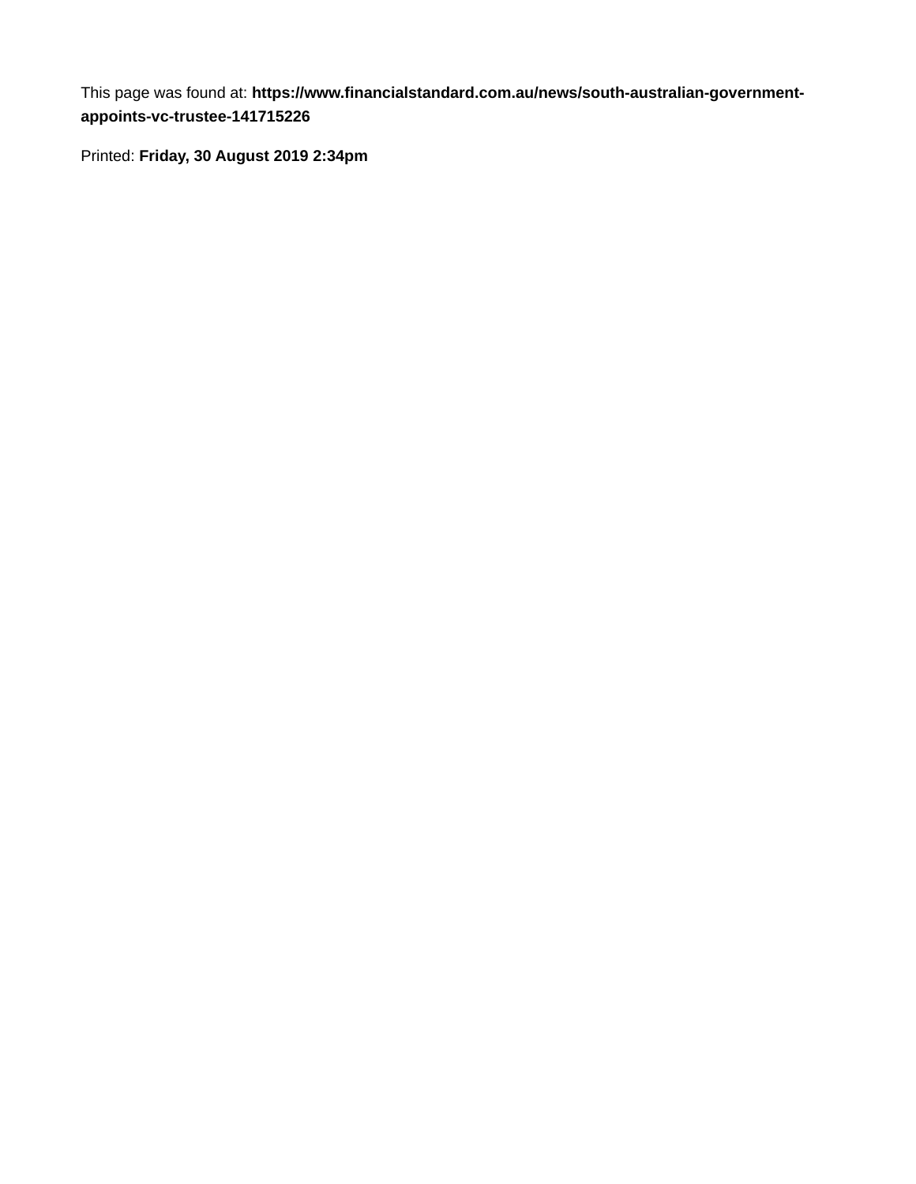This page was found at: **https://www.financialstandard.com.au/news/south-australian-government-appoints-vc-trustee-141715226**

Printed: **Friday, 30 August 2019 2:34pm**